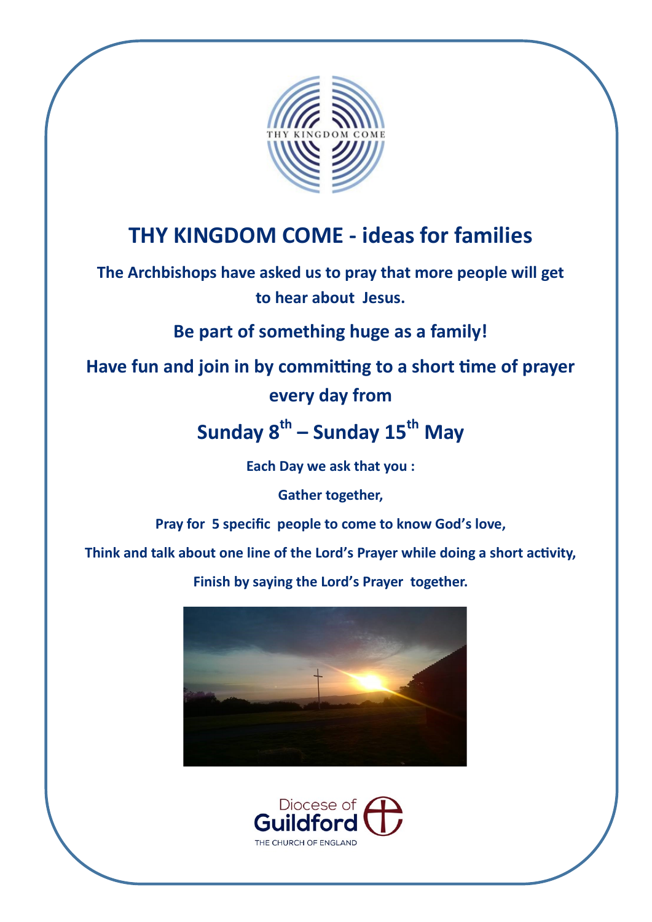THY KINGDOM COME

# THY KINGDOM COME - ideas for families

**The Archbishops have asked us to pray that more people will get to hear about Jesus.**

**Be part of something huge as a family!**

**Have fun and join in by committing to a short time of prayer every day from**

## Sunday 8th – Sunday 15th May

**Each Day we ask that you :**

**Gather together,**

**Pray for 5 specific people to come to know God's love,**

**Think and talk about one line of the Lord's Prayer while doing a short activity,**

**Finish by saying the Lord's Prayer together.**

Diocese of Guildford
THE CHURCH OF ENGLAND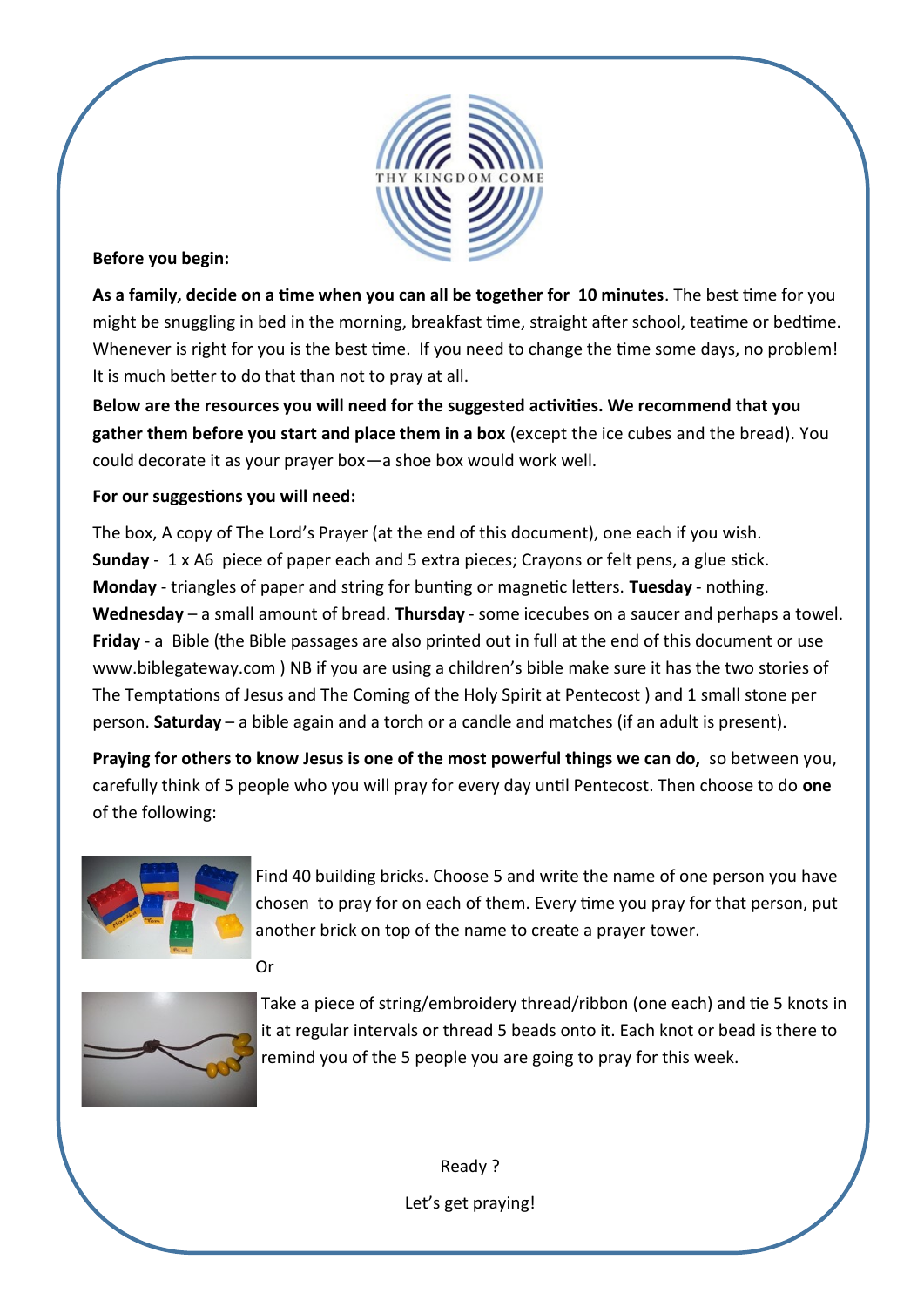**Before you begin:**

**As a family, decide on a time when you can all be together for 10 minutes**. The best time for you might be snuggling in bed in the morning, breakfast time, straight after school, teatime or bedtime. Whenever is right for you is the best time. If you need to change the time some days, no problem! It is much better to do that than not to pray at all.

**Below are the resources you will need for the suggested activities. We recommend that you gather them before you start and place them in a box** (except the ice cubes and the bread). You could decorate it as your prayer box—a shoe box would work well.

**For our suggestions you will need:**

The box, A copy of The Lord's Prayer (at the end of this document), one each if you wish. **Sunday** - 1 x A6 piece of paper each and 5 extra pieces; Crayons or felt pens, a glue stick. **Monday** - triangles of paper and string for bunting or magnetic letters. **Tuesday** - nothing. **Wednesday** – a small amount of bread. **Thursday** - some icecubes on a saucer and perhaps a towel. **Friday** - a Bible (the Bible passages are also printed out in full at the end of this document or use www.biblegateway.com ) NB if you are using a children's bible make sure it has the two stories of The Temptations of Jesus and The Coming of the Holy Spirit at Pentecost ) and 1 small stone per person. **Saturday** – a bible again and a torch or a candle and matches (if an adult is present).

**Praying for others to know Jesus is one of the most powerful things we can do,** so between you, carefully think of 5 people who you will pray for every day until Pentecost. Then choose to do **one** of the following:

Find 40 building bricks. Choose 5 and write the name of one person you have chosen to pray for on each of them. Every time you pray for that person, put another brick on top of the name to create a prayer tower.

Or

Take a piece of string/embroidery thread/ribbon (one each) and tie 5 knots in it at regular intervals or thread 5 beads onto it. Each knot or bead is there to remind you of the 5 people you are going to pray for this week.

Ready ?

Let's get praying!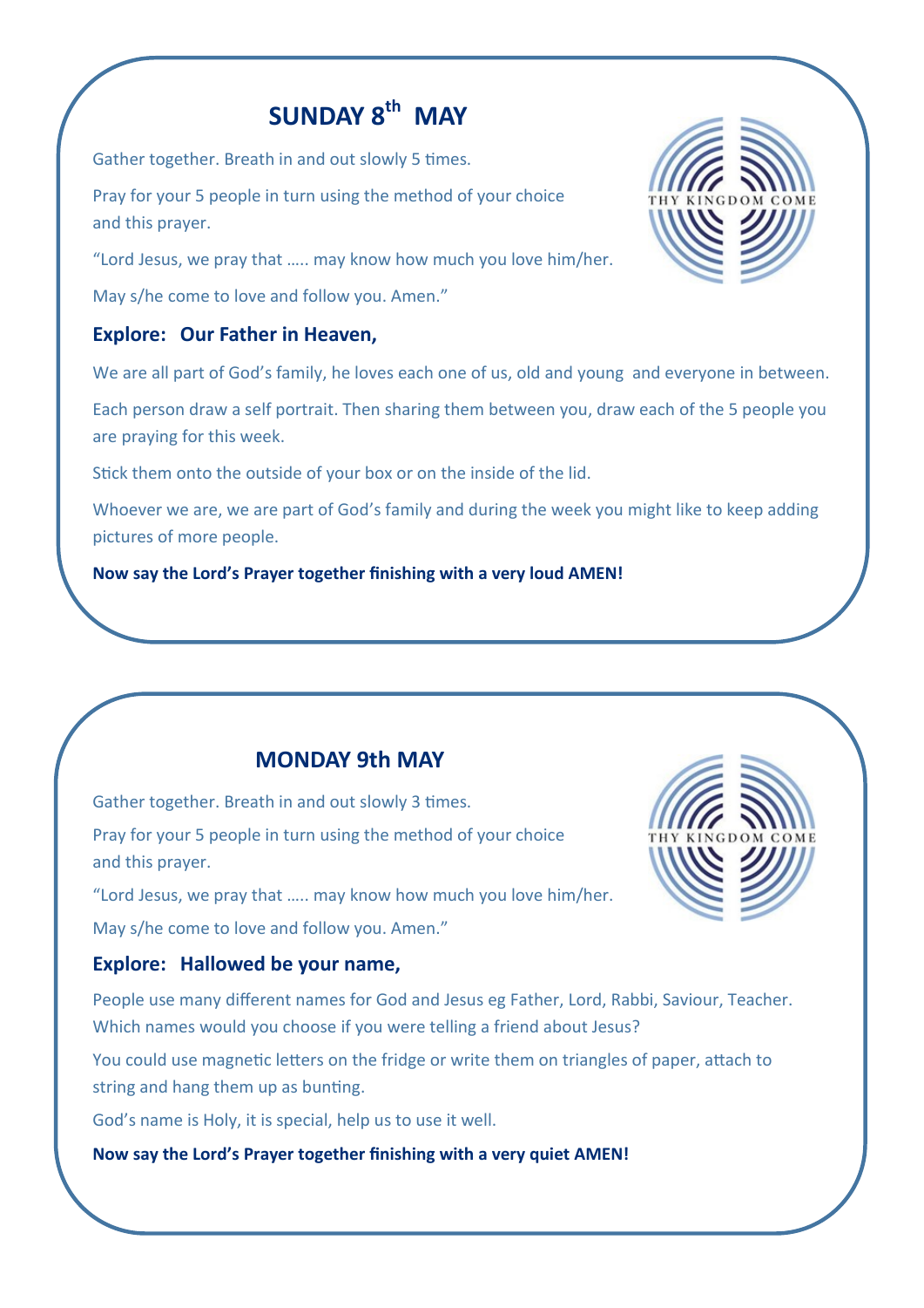## SUNDAY 8th MAY

Gather together. Breath in and out slowly 5 times.

Pray for your 5 people in turn using the method of your choice and this prayer.

"Lord Jesus, we pray that ….. may know how much you love him/her.

May s/he come to love and follow you. Amen."

### Explore: Our Father in Heaven,

We are all part of God's family, he loves each one of us, old and young and everyone in between.

Each person draw a self portrait. Then sharing them between you, draw each of the 5 people you are praying for this week.

Stick them onto the outside of your box or on the inside of the lid.

Whoever we are, we are part of God's family and during the week you might like to keep adding pictures of more people.

**Now say the Lord's Prayer together finishing with a very loud AMEN!**

## MONDAY 9th MAY

Gather together. Breath in and out slowly 3 times.

Pray for your 5 people in turn using the method of your choice and this prayer.

"Lord Jesus, we pray that ….. may know how much you love him/her.

May s/he come to love and follow you. Amen."

### Explore: Hallowed be your name,

People use many different names for God and Jesus eg Father, Lord, Rabbi, Saviour, Teacher. Which names would you choose if you were telling a friend about Jesus?

You could use magnetic letters on the fridge or write them on triangles of paper, attach to string and hang them up as bunting.

God's name is Holy, it is special, help us to use it well.

**Now say the Lord's Prayer together finishing with a very quiet AMEN!**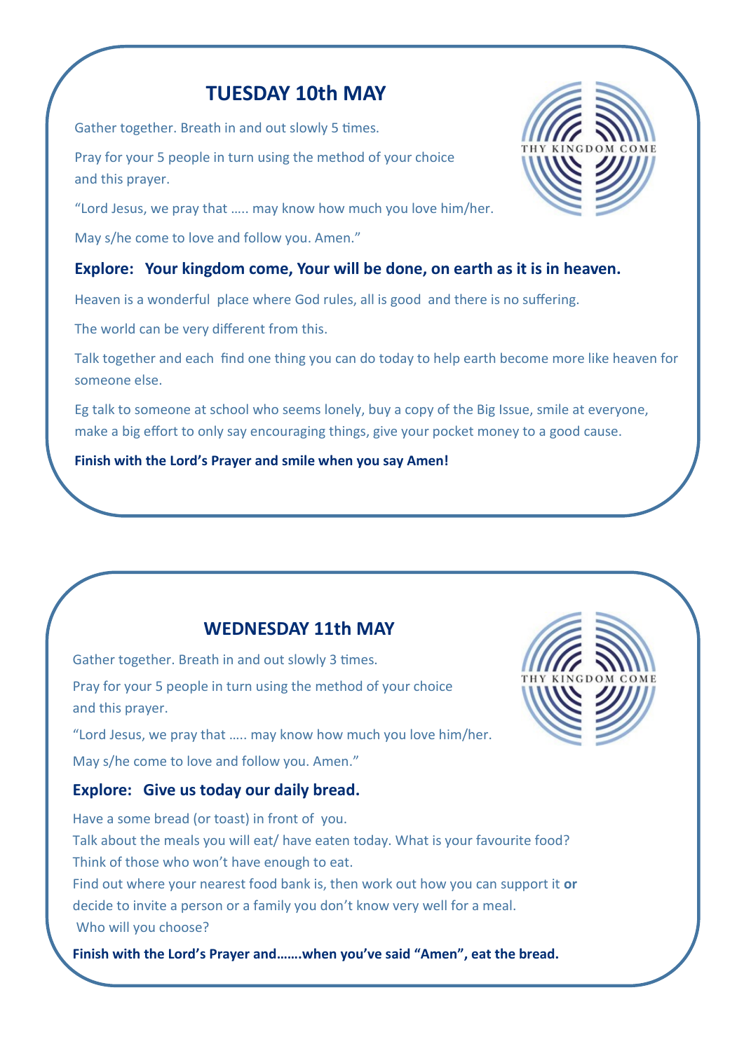## TUESDAY 10th MAY

Gather together. Breath in and out slowly 5 times.

Pray for your 5 people in turn using the method of your choice and this prayer.

"Lord Jesus, we pray that ….. may know how much you love him/her.

May s/he come to love and follow you. Amen."

**Explore: Your kingdom come, Your will be done, on earth as it is in heaven.**

Heaven is a wonderful place where God rules, all is good and there is no suffering.

The world can be very different from this.

Talk together and each find one thing you can do today to help earth become more like heaven for someone else.

Eg talk to someone at school who seems lonely, buy a copy of the Big Issue, smile at everyone, make a big effort to only say encouraging things, give your pocket money to a good cause.

**Finish with the Lord's Prayer and smile when you say Amen!**

## WEDNESDAY 11th MAY

Gather together. Breath in and out slowly 3 times.

Pray for your 5 people in turn using the method of your choice and this prayer.

"Lord Jesus, we pray that ….. may know how much you love him/her.

May s/he come to love and follow you. Amen."

**Explore: Give us today our daily bread.**

Have a some bread (or toast) in front of you.
Talk about the meals you will eat/ have eaten today. What is your favourite food?
Think of those who won't have enough to eat.
Find out where your nearest food bank is, then work out how you can support it **or** decide to invite a person or a family you don't know very well for a meal.
Who will you choose?

**Finish with the Lord's Prayer and…….when you've said "Amen", eat the bread.**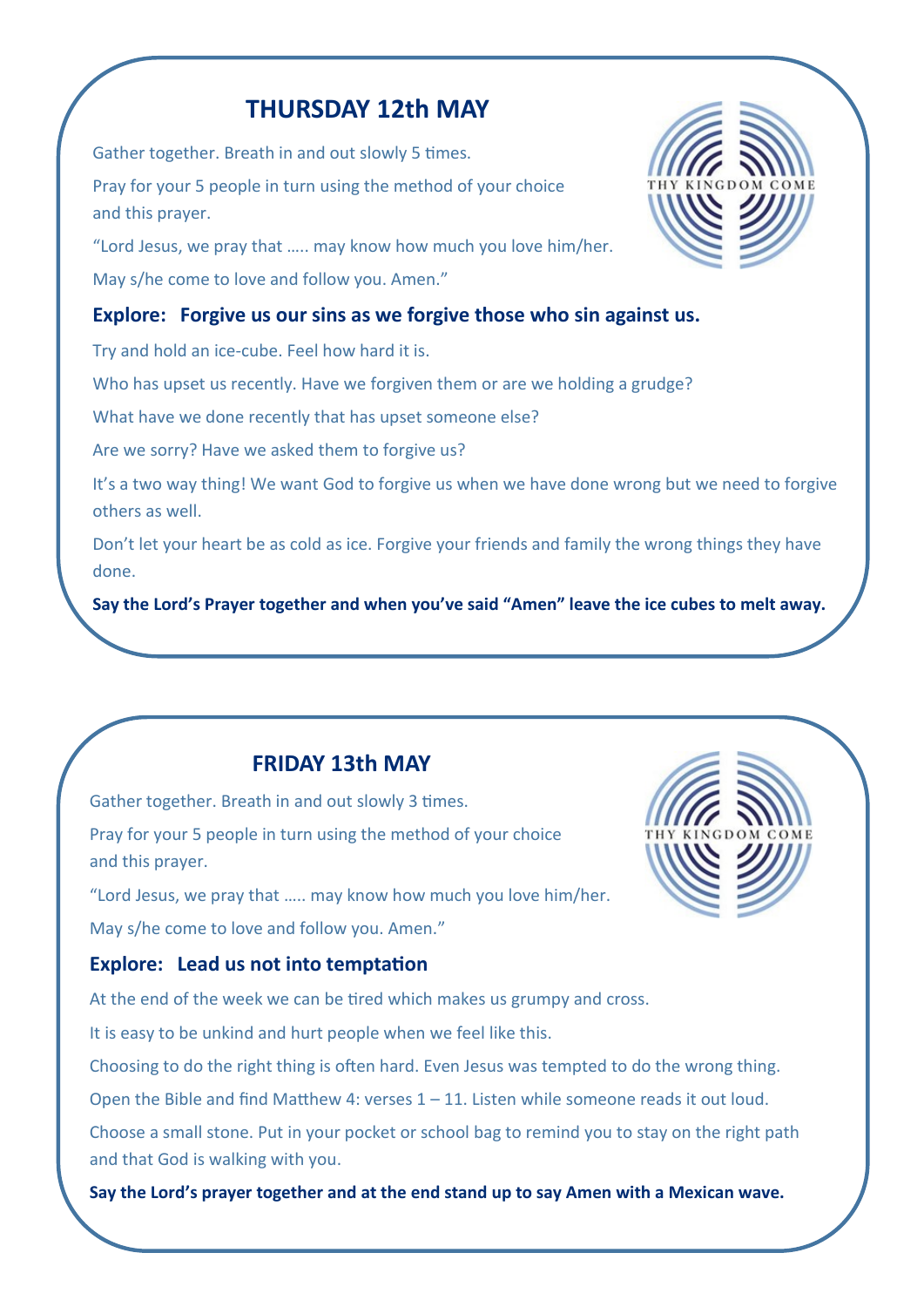## THURSDAY 12th MAY

Gather together. Breath in and out slowly 5 times.

Pray for your 5 people in turn using the method of your choice and this prayer.

"Lord Jesus, we pray that ….. may know how much you love him/her.

May s/he come to love and follow you. Amen."

**Explore: Forgive us our sins as we forgive those who sin against us.**

Try and hold an ice-cube. Feel how hard it is.

Who has upset us recently. Have we forgiven them or are we holding a grudge?

What have we done recently that has upset someone else?

Are we sorry? Have we asked them to forgive us?

It's a two way thing! We want God to forgive us when we have done wrong but we need to forgive others as well.

Don't let your heart be as cold as ice. Forgive your friends and family the wrong things they have done.

**Say the Lord's Prayer together and when you've said "Amen" leave the ice cubes to melt away.**

## FRIDAY 13th MAY

Gather together. Breath in and out slowly 3 times.

Pray for your 5 people in turn using the method of your choice and this prayer.

"Lord Jesus, we pray that ….. may know how much you love him/her.

May s/he come to love and follow you. Amen."

**Explore: Lead us not into temptation**

At the end of the week we can be tired which makes us grumpy and cross.

It is easy to be unkind and hurt people when we feel like this.

Choosing to do the right thing is often hard. Even Jesus was tempted to do the wrong thing.

Open the Bible and find Matthew 4: verses 1 – 11. Listen while someone reads it out loud.

Choose a small stone. Put in your pocket or school bag to remind you to stay on the right path and that God is walking with you.

**Say the Lord's prayer together and at the end stand up to say Amen with a Mexican wave.**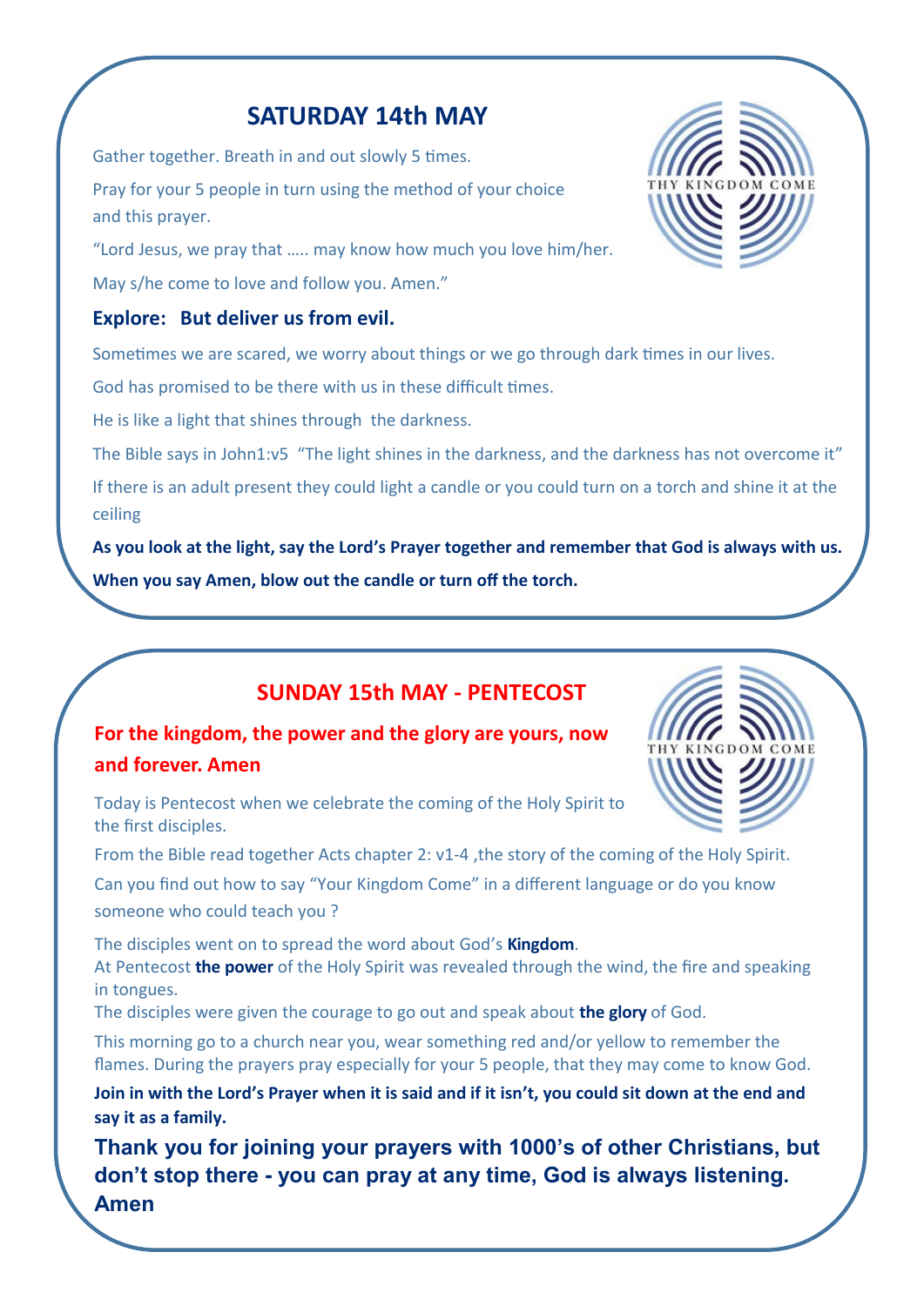## SATURDAY 14th MAY

Gather together. Breath in and out slowly 5 times.

Pray for your 5 people in turn using the method of your choice and this prayer.

“Lord Jesus, we pray that ….. may know how much you love him/her.

May s/he come to love and follow you. Amen.”

### Explore: But deliver us from evil.

Sometimes we are scared, we worry about things or we go through dark times in our lives.

God has promised to be there with us in these difficult times.

He is like a light that shines through the darkness.

The Bible says in John1:v5 “The light shines in the darkness, and the darkness has not overcome it”

If there is an adult present they could light a candle or you could turn on a torch and shine it at the ceiling

**As you look at the light, say the Lord’s Prayer together and remember that God is always with us.**

**When you say Amen, blow out the candle or turn off the torch.**

## SUNDAY 15th MAY - PENTECOST

### For the kingdom, the power and the glory are yours, now and forever. Amen

Today is Pentecost when we celebrate the coming of the Holy Spirit to the first disciples.

From the Bible read together Acts chapter 2: v1-4 ,the story of the coming of the Holy Spirit.

Can you find out how to say “Your Kingdom Come” in a different language or do you know someone who could teach you ?

The disciples went on to spread the word about God’s **Kingdom**.
At Pentecost **the power** of the Holy Spirit was revealed through the wind, the fire and speaking in tongues.
The disciples were given the courage to go out and speak about **the glory** of God.

This morning go to a church near you, wear something red and/or yellow to remember the flames. During the prayers pray especially for your 5 people, that they may come to know God.

**Join in with the Lord’s Prayer when it is said and if it isn’t, you could sit down at the end and say it as a family.**

**Thank you for joining your prayers with 1000’s of other Christians, but don’t stop there - you can pray at any time, God is always listening. Amen**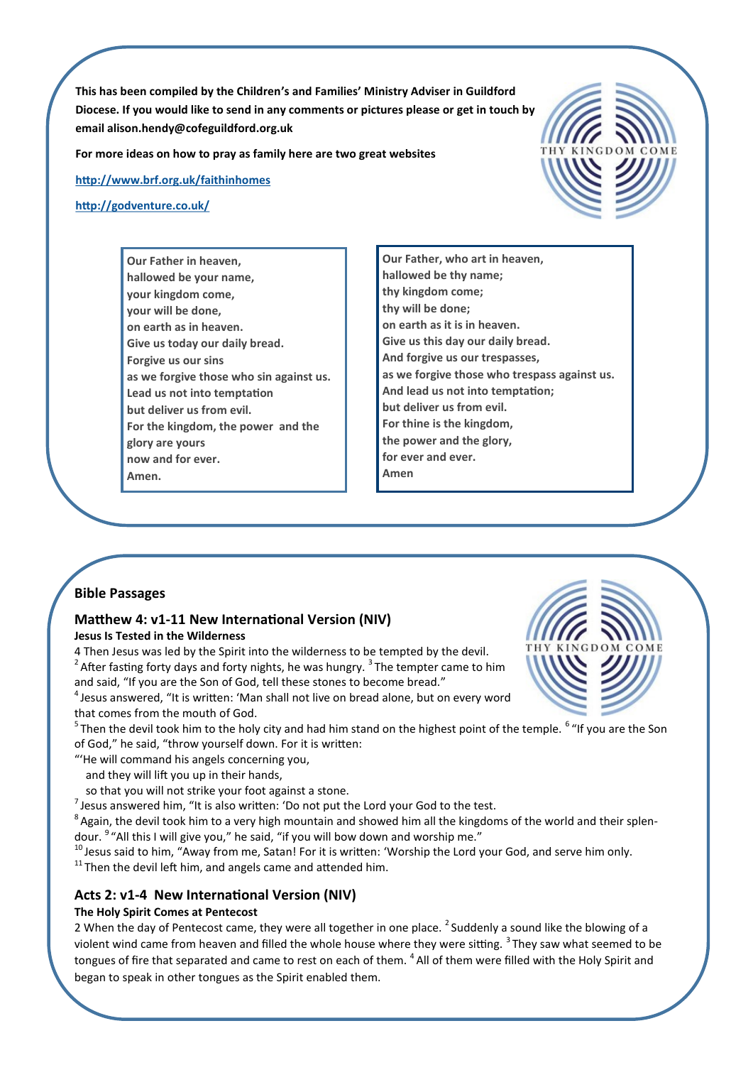**This has been compiled by the Children's and Families' Ministry Adviser in Guildford Diocese. If you would like to send in any comments or pictures please or get in touch by email alison.hendy@cofeguildford.org.uk**

**For more ideas on how to pray as family here are two great websites**

**http://www.brf.org.uk/faithinhomes**

**http://godventure.co.uk/**

THY KINGDOM COME

**Our Father in heaven,**
**hallowed be your name,**
**your kingdom come,**
**your will be done,**
**on earth as in heaven.**
**Give us today our daily bread.**
**Forgive us our sins**
**as we forgive those who sin against us.**
**Lead us not into temptation**
**but deliver us from evil.**
**For the kingdom, the power and the glory are yours**
**now and for ever.**
**Amen.**

**Our Father, who art in heaven,**
**hallowed be thy name;**
**thy kingdom come;**
**thy will be done;**
**on earth as it is in heaven.**
**Give us this day our daily bread.**
**And forgive us our trespasses,**
**as we forgive those who trespass against us.**
**And lead us not into temptation;**
**but deliver us from evil.**
**For thine is the kingdom,**
**the power and the glory,**
**for ever and ever.**
**Amen**

## Bible Passages

THY KINGDOM COME

### Matthew 4: v1-11 New International Version (NIV)

**Jesus Is Tested in the Wilderness**

4 Then Jesus was led by the Spirit into the wilderness to be tempted by the devil. [2] After fasting forty days and forty nights, he was hungry. [3] The tempter came to him and said, "If you are the Son of God, tell these stones to become bread."
[4] Jesus answered, "It is written: 'Man shall not live on bread alone, but on every word that comes from the mouth of God.
[5] Then the devil took him to the holy city and had him stand on the highest point of the temple. [6] "If you are the Son of God," he said, "throw yourself down. For it is written:
"'He will command his angels concerning you,
and they will lift you up in their hands,
so that you will not strike your foot against a stone.
[7] Jesus answered him, "It is also written: 'Do not put the Lord your God to the test.
[8] Again, the devil took him to a very high mountain and showed him all the kingdoms of the world and their splendour. [9] "All this I will give you," he said, "if you will bow down and worship me."
[10] Jesus said to him, "Away from me, Satan! For it is written: 'Worship the Lord your God, and serve him only.
[11] Then the devil left him, and angels came and attended him.

### Acts 2: v1-4 New International Version (NIV)

**The Holy Spirit Comes at Pentecost**

2 When the day of Pentecost came, they were all together in one place. [2] Suddenly a sound like the blowing of a violent wind came from heaven and filled the whole house where they were sitting. [3] They saw what seemed to be tongues of fire that separated and came to rest on each of them. [4] All of them were filled with the Holy Spirit and began to speak in other tongues as the Spirit enabled them.